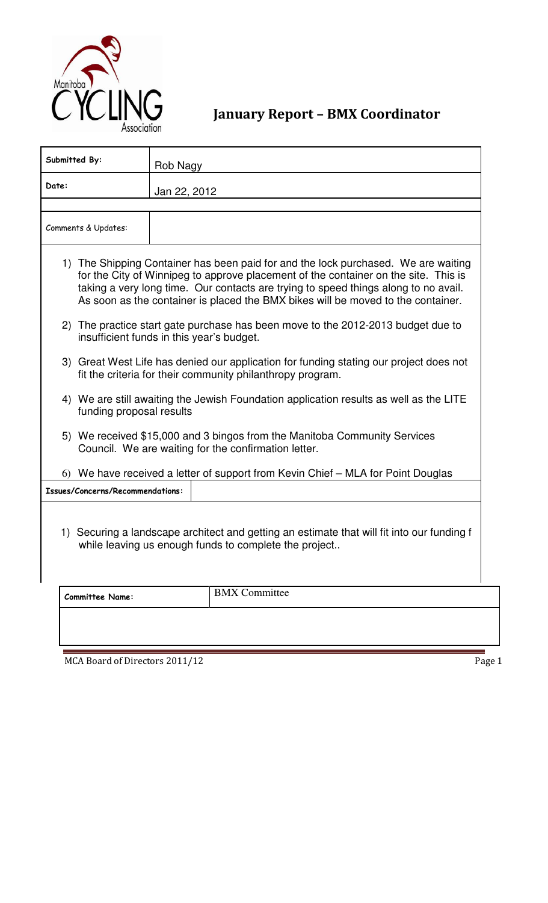Manitoba CYCLING Association

# January Report – BMX Coordinator

| Submitted By: | Rob Nagy |
| --- | --- |
| Date: | Jan 22, 2012 |

**Comments & Updates:**

1) The Shipping Container has been paid for and the lock purchased. We are waiting for the City of Winnipeg to approve placement of the container on the site. This is taking a very long time. Our contacts are trying to speed things along to no avail. As soon as the container is placed the BMX bikes will be moved to the container.
2) The practice start gate purchase has been move to the 2012-2013 budget due to insufficient funds in this year's budget.
3) Great West Life has denied our application for funding stating our project does not fit the criteria for their community philanthropy program.
4) We are still awaiting the Jewish Foundation application results as well as the LITE funding proposal results
5) We received $15,000 and 3 bingos from the Manitoba Community Services Council. We are waiting for the confirmation letter.
6) We have received a letter of support from Kevin Chief – MLA for Point Douglas

**Issues/Concerns/Recommendations:**

1) Securing a landscape architect and getting an estimate that will fit into our funding f while leaving us enough funds to complete the project..

| Committee Name: | BMX Committee |
| --- | --- |

MCA Board of Directors 2011/12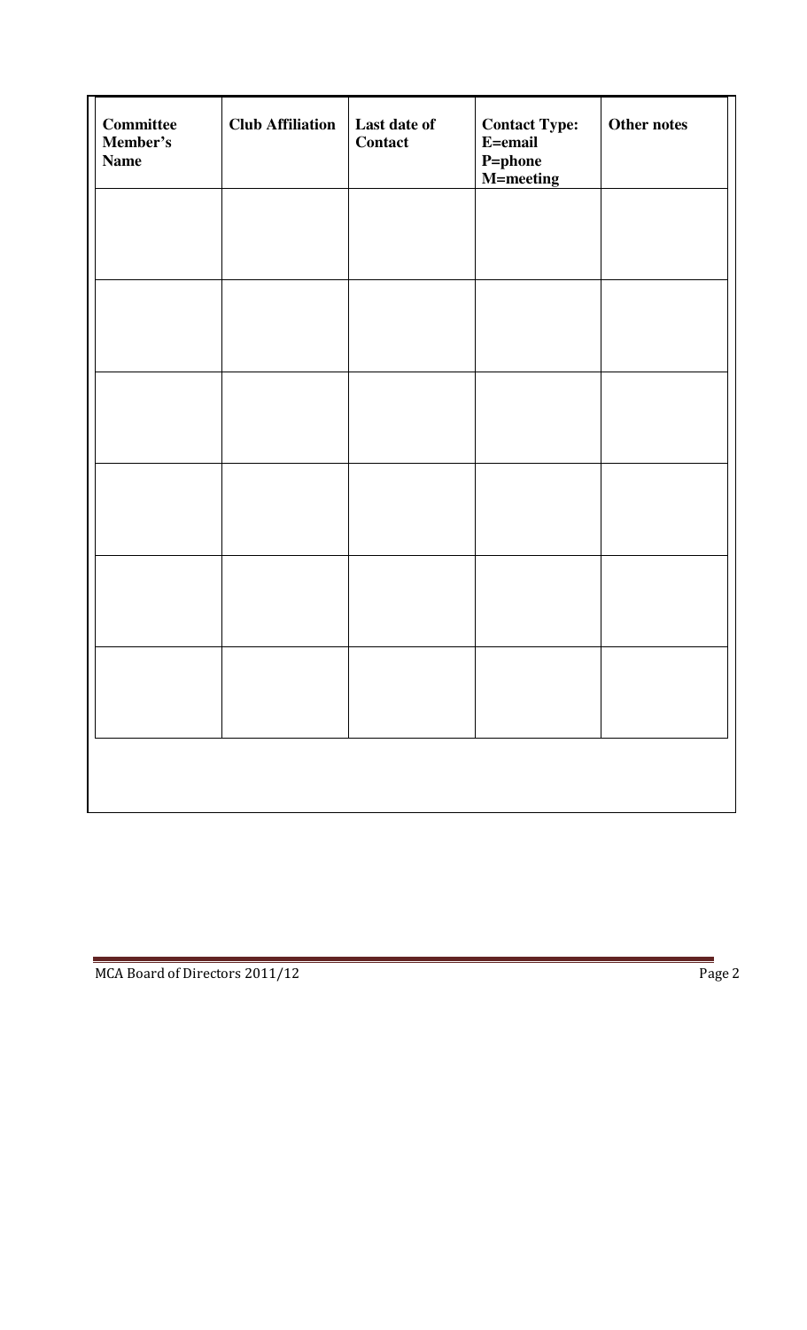| Committee Member's Name | Club Affiliation | Last date of Contact | Contact Type: E=email P=phone M=meeting | Other notes |
|---|---|---|---|---|
| | | | | |
| | | | | |
| | | | | |
| | | | | |
| | | | | |
| | | | | |